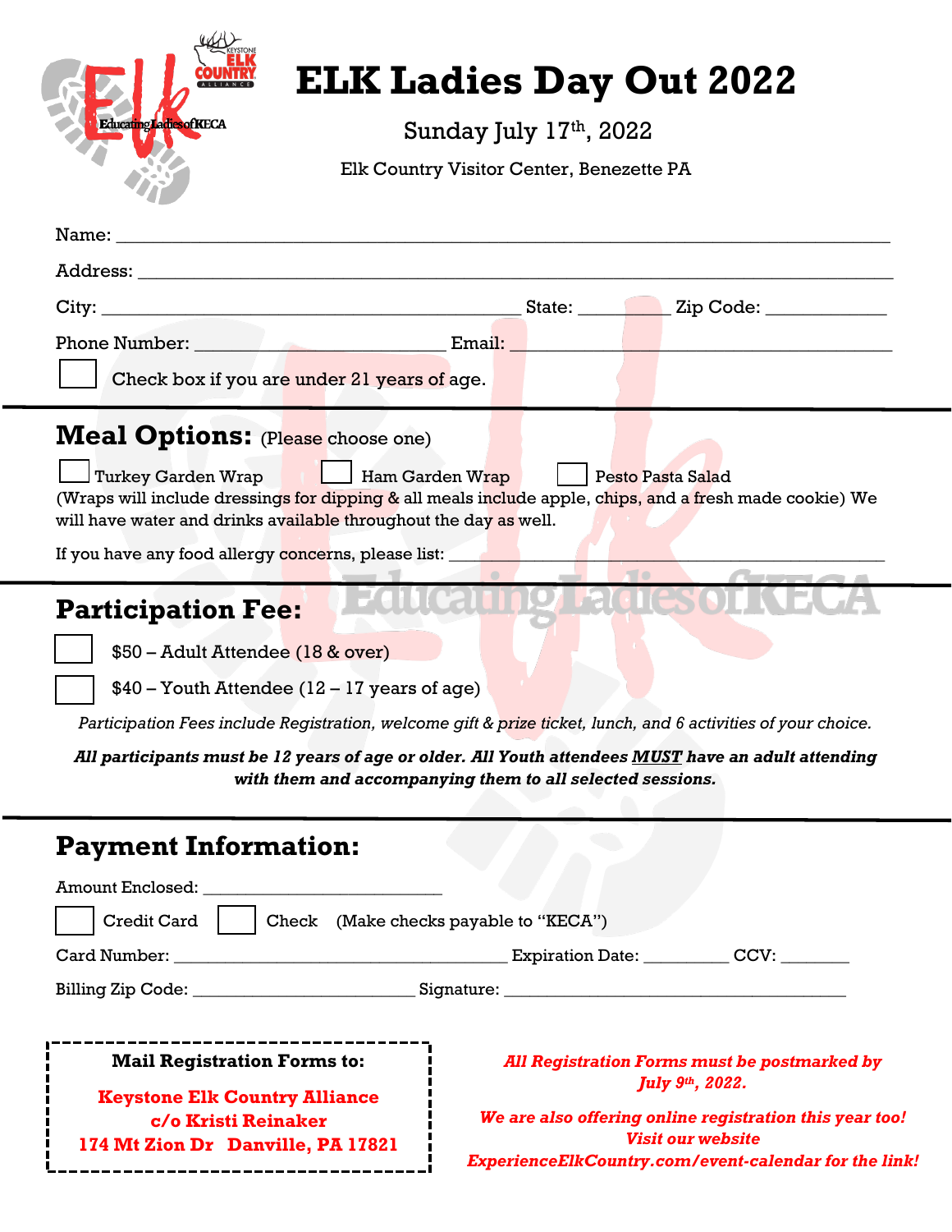# ELK Ladies Day Out 2022

Sunday July 17th, 2022

Elk Country Visitor Center, Benezette PA

Name: ____________________________________________

Address: ____________________________________________

City: ______________________ State: ________ Zip Code: ____________

Phone Number: ______________________ Email: ______________________

☐ Check box if you are under 21 years of age.

## Meal Options: (Please choose one)

☐ Turkey Garden Wrap ☐ Ham Garden Wrap ☐ Pesto Pasta Salad

(Wraps will include dressings for dipping & all meals include apple, chips, and a fresh made cookie) We will have water and drinks available throughout the day as well.

If you have any food allergy concerns, please list: ______________________

## Participation Fee:

☐ $50 – Adult Attendee (18 & over)

☐ $40 – Youth Attendee (12 – 17 years of age)

*Participation Fees include Registration, welcome gift & prize ticket, lunch, and 6 activities of your choice.*

***All participants must be 12 years of age or older. All Youth attendees MUST have an adult attending with them and accompanying them to all selected sessions.***

## Payment Information:

Amount Enclosed: ______________________

☐ Credit Card ☐ Check (Make checks payable to "KECA")

Card Number: ______________________ Expiration Date: ________ CCV: ________

Billing Zip Code: ______________________ Signature: ______________________

**Mail Registration Forms to:**

**Keystone Elk Country Alliance**
**c/o Kristi Reinaker**
**174 Mt Zion Dr Danville, PA 17821**

***All Registration Forms must be postmarked by July 9th, 2022.***

***We are also offering online registration this year too! Visit our website ExperienceElkCountry.com/event-calendar for the link!***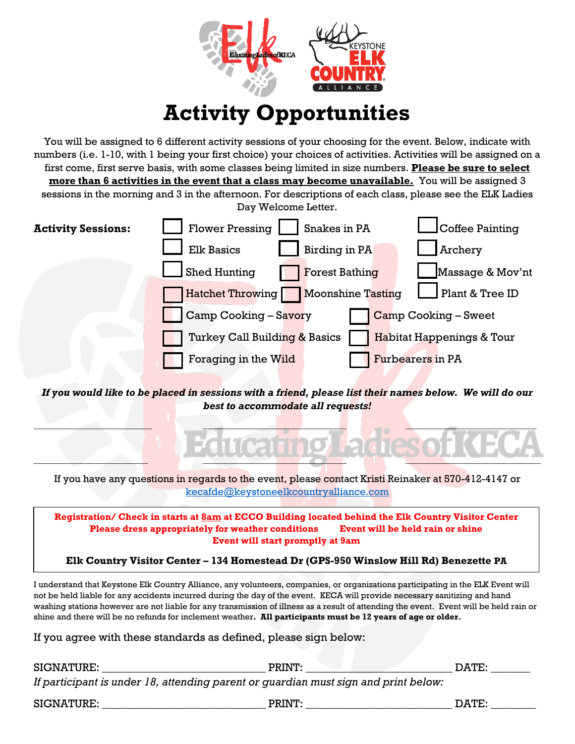# Activity Opportunities

You will be assigned to 6 different activity sessions of your choosing for the event. Below, indicate with numbers (i.e. 1-10, with 1 being your first choice) your choices of activities. Activities will be assigned on a first come, first serve basis, with some classes being limited in size numbers. **Please be sure to select more than 6 activities in the event that a class may become unavailable.** You will be assigned 3 sessions in the morning and 3 in the afternoon. For descriptions of each class, please see the ELK Ladies Day Welcome Letter.

**Activity Sessions:**

- ☐ Flower Pressing
- ☐ Snakes in PA
- ☐ Coffee Painting
- ☐ Elk Basics
- ☐ Birding in PA
- ☐ Archery
- ☐ Shed Hunting
- ☐ Forest Bathing
- ☐ Massage & Mov'nt
- ☐ Hatchet Throwing
- ☐ Moonshine Tasting
- ☐ Plant & Tree ID
- ☐ Camp Cooking – Savory
- ☐ Camp Cooking – Sweet
- ☐ Turkey Call Building & Basics
- ☐ Habitat Happenings & Tour
- ☐ Foraging in the Wild
- ☐ Furbearers in PA

***If you would like to be placed in sessions with a friend, please list their names below. We will do our best to accommodate all requests!***

\_\_\_\_\_\_\_\_\_\_\_\_\_\_\_\_\_\_\_\_ \_\_\_\_\_\_\_\_\_\_\_\_\_\_\_\_\_\_\_\_ \_\_\_\_\_\_\_\_\_\_\_\_\_\_\_\_\_\_\_\_

\_\_\_\_\_\_\_\_\_\_\_\_\_\_\_\_\_\_\_\_ \_\_\_\_\_\_\_\_\_\_\_\_\_\_\_\_\_\_\_\_ \_\_\_\_\_\_\_\_\_\_\_\_\_\_\_\_\_\_\_\_

If you have any questions in regards to the event, please contact Kristi Reinaker at 570-412-4147 or kecafde@keystoneelkcountryalliance.com

**Registration/ Check in starts at 8am at ECCO Building located behind the Elk Country Visitor Center**
**Please dress appropriately for weather conditions Event will be held rain or shine**
**Event will start promptly at 9am**

**Elk Country Visitor Center – 134 Homestead Dr (GPS-950 Winslow Hill Rd) Benezette PA**

I understand that Keystone Elk Country Alliance, any volunteers, companies, or organizations participating in the ELK Event will not be held liable for any accidents incurred during the day of the event. KECA will provide necessary sanitizing and hand washing stations however are not liable for any transmission of illness as a result of attending the event. Event will be held rain or shine and there will be no refunds for inclement weather. **All participants must be 12 years of age or older.**

If you agree with these standards as defined, please sign below:

SIGNATURE: \_\_\_\_\_\_\_\_\_\_\_\_\_\_\_\_\_\_\_\_ PRINT: \_\_\_\_\_\_\_\_\_\_\_\_\_\_\_\_\_\_\_\_ DATE: \_\_\_\_\_\_\_

*If participant is under 18, attending parent or guardian must sign and print below:*

SIGNATURE: \_\_\_\_\_\_\_\_\_\_\_\_\_\_\_\_\_\_\_\_ PRINT: \_\_\_\_\_\_\_\_\_\_\_\_\_\_\_\_\_\_\_\_ DATE: \_\_\_\_\_\_\_